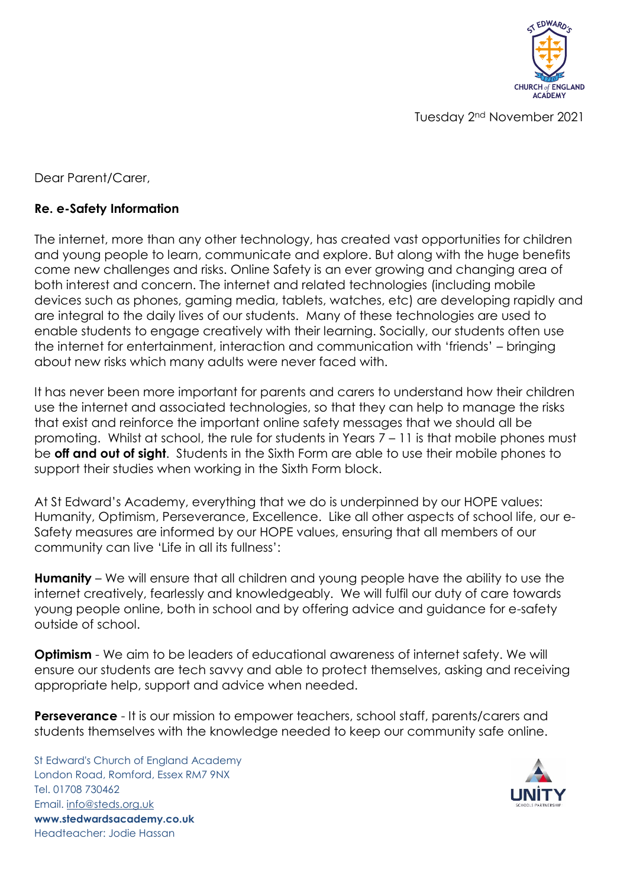Tuesday 2nd November 2021

Dear Parent/Carer,

**Re. e-Safety Information**

The internet, more than any other technology, has created vast opportunities for children and young people to learn, communicate and explore. But along with the huge benefits come new challenges and risks. Online Safety is an ever growing and changing area of both interest and concern. The internet and related technologies (including mobile devices such as phones, gaming media, tablets, watches, etc) are developing rapidly and are integral to the daily lives of our students. Many of these technologies are used to enable students to engage creatively with their learning. Socially, our students often use the internet for entertainment, interaction and communication with 'friends' – bringing about new risks which many adults were never faced with.

It has never been more important for parents and carers to understand how their children use the internet and associated technologies, so that they can help to manage the risks that exist and reinforce the important online safety messages that we should all be promoting. Whilst at school, the rule for students in Years 7 – 11 is that mobile phones must be **off and out of sight**. Students in the Sixth Form are able to use their mobile phones to support their studies when working in the Sixth Form block.

At St Edward's Academy, everything that we do is underpinned by our HOPE values: Humanity, Optimism, Perseverance, Excellence. Like all other aspects of school life, our e-Safety measures are informed by our HOPE values, ensuring that all members of our community can live 'Life in all its fullness':

**Humanity** – We will ensure that all children and young people have the ability to use the internet creatively, fearlessly and knowledgeably. We will fulfil our duty of care towards young people online, both in school and by offering advice and guidance for e-safety outside of school.

**Optimism** - We aim to be leaders of educational awareness of internet safety. We will ensure our students are tech savvy and able to protect themselves, asking and receiving appropriate help, support and advice when needed.

**Perseverance** - It is our mission to empower teachers, school staff, parents/carers and students themselves with the knowledge needed to keep our community safe online.

St Edward's Church of England Academy
London Road, Romford, Essex RM7 9NX
Tel. 01708 730462
Email. info@steds.org.uk
**www.stedwardsacademy.co.uk**
Headteacher: Jodie Hassan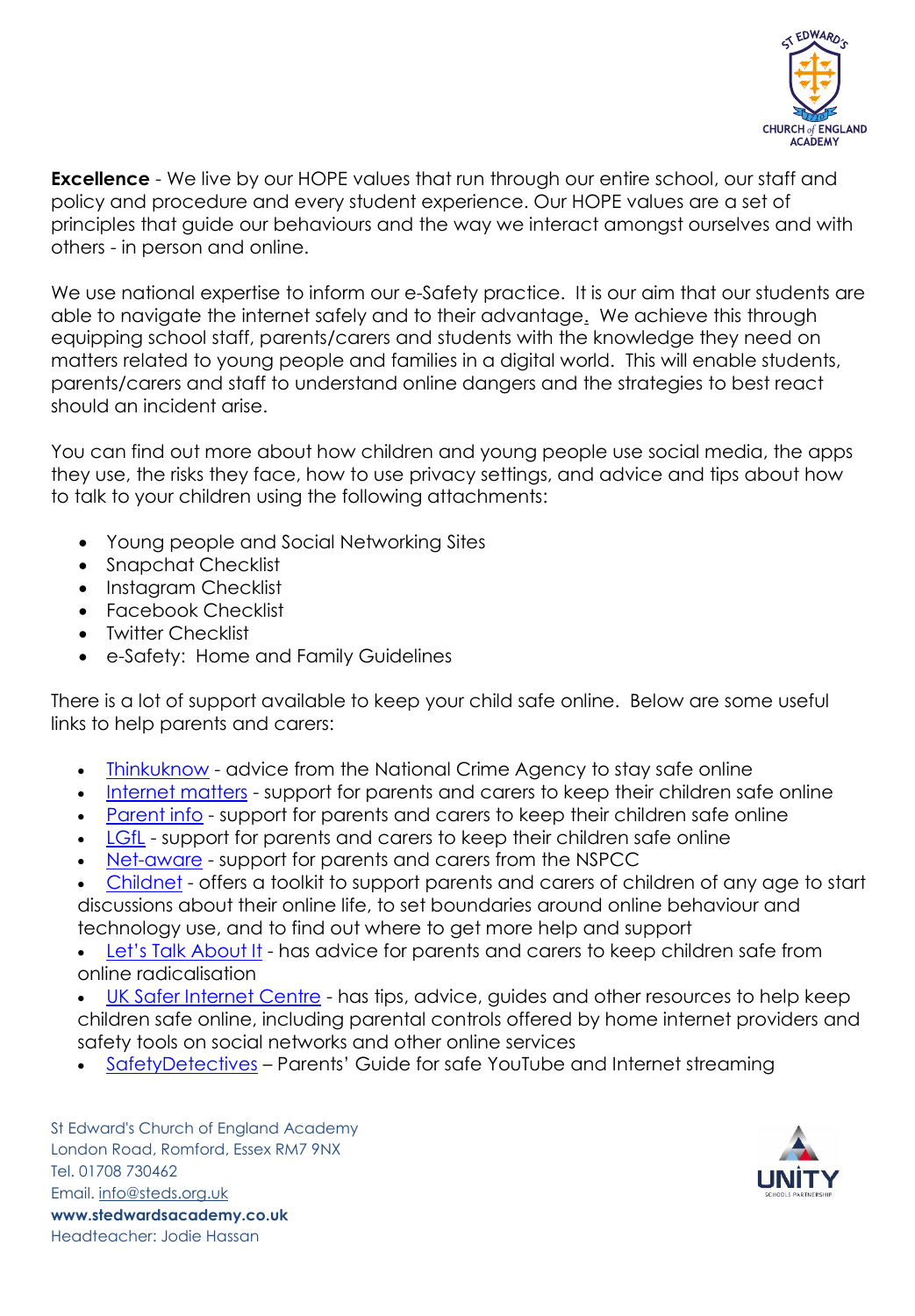**Excellence** - We live by our HOPE values that run through our entire school, our staff and policy and procedure and every student experience. Our HOPE values are a set of principles that guide our behaviours and the way we interact amongst ourselves and with others - in person and online.

We use national expertise to inform our e-Safety practice. It is our aim that our students are able to navigate the internet safely and to their advantage. We achieve this through equipping school staff, parents/carers and students with the knowledge they need on matters related to young people and families in a digital world. This will enable students, parents/carers and staff to understand online dangers and the strategies to best react should an incident arise.

You can find out more about how children and young people use social media, the apps they use, the risks they face, how to use privacy settings, and advice and tips about how to talk to your children using the following attachments:

- Young people and Social Networking Sites
- Snapchat Checklist
- Instagram Checklist
- Facebook Checklist
- Twitter Checklist
- e-Safety: Home and Family Guidelines

There is a lot of support available to keep your child safe online. Below are some useful links to help parents and carers:

- Thinkuknow - advice from the National Crime Agency to stay safe online
- Internet matters - support for parents and carers to keep their children safe online
- Parent info - support for parents and carers to keep their children safe online
- LGfL - support for parents and carers to keep their children safe online
- Net-aware - support for parents and carers from the NSPCC
- Childnet - offers a toolkit to support parents and carers of children of any age to start discussions about their online life, to set boundaries around online behaviour and technology use, and to find out where to get more help and support
- Let's Talk About It - has advice for parents and carers to keep children safe from online radicalisation
- UK Safer Internet Centre - has tips, advice, guides and other resources to help keep children safe online, including parental controls offered by home internet providers and safety tools on social networks and other online services
- SafetyDetectives – Parents' Guide for safe YouTube and Internet streaming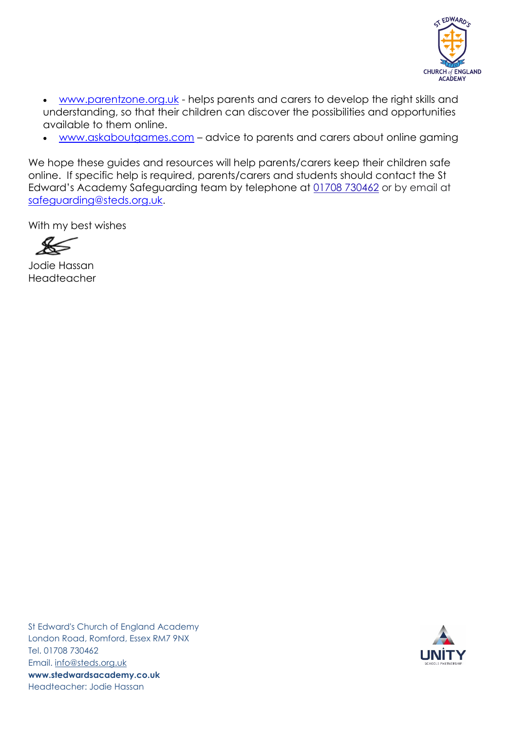- www.parentzone.org.uk - helps parents and carers to develop the right skills and understanding, so that their children can discover the possibilities and opportunities available to them online.
- www.askaboutgames.com – advice to parents and carers about online gaming

We hope these guides and resources will help parents/carers keep their children safe online. If specific help is required, parents/carers and students should contact the St Edward's Academy Safeguarding team by telephone at 01708 730462 or by email at safeguarding@steds.org.uk.

With my best wishes

Jodie Hassan
Headteacher

St Edward's Church of England Academy
London Road, Romford, Essex RM7 9NX
Tel. 01708 730462
Email. info@steds.org.uk
**www.stedwardsacademy.co.uk**
Headteacher: Jodie Hassan